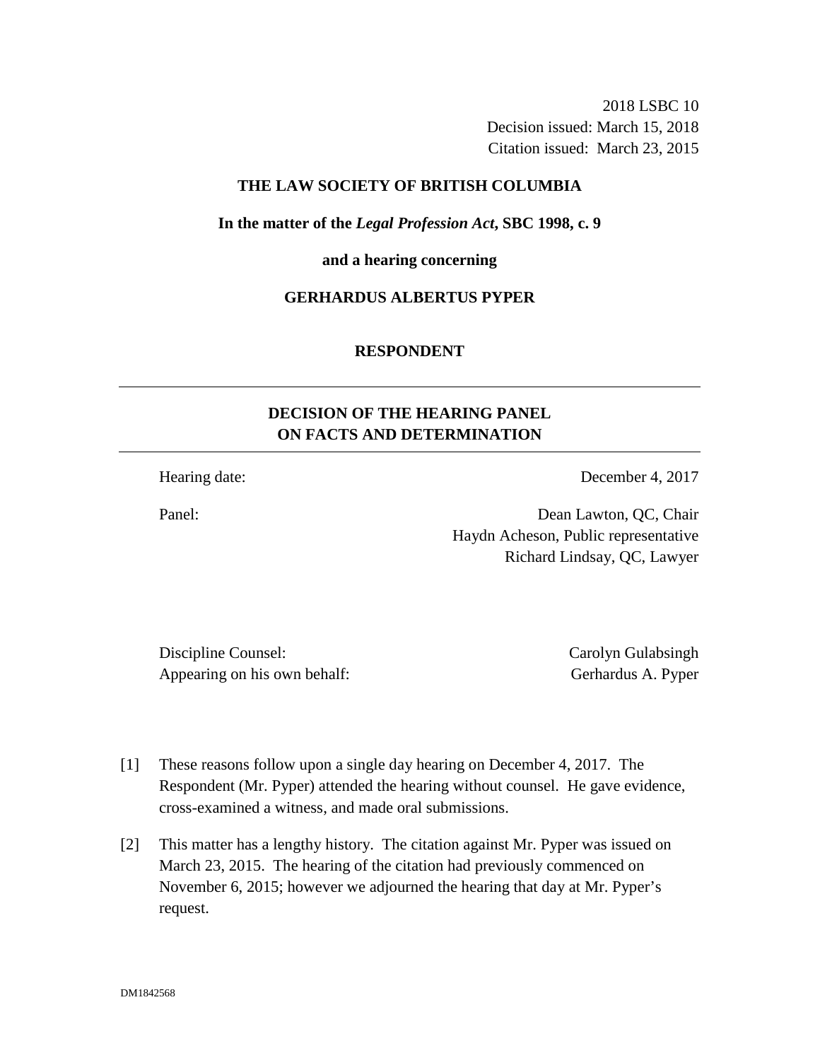2018 LSBC 10
Decision issued: March 15, 2018
Citation issued: March 23, 2015

**THE LAW SOCIETY OF BRITISH COLUMBIA**

**In the matter of the *Legal Profession Act*, SBC 1998, c. 9**

**and a hearing concerning**

**GERHARDUS ALBERTUS PYPER**

**RESPONDENT**

---

## DECISION OF THE HEARING PANEL ON FACTS AND DETERMINATION

---

Hearing date: December 4, 2017

Panel: Dean Lawton, QC, Chair
Haydn Acheson, Public representative
Richard Lindsay, QC, Lawyer

Discipline Counsel: Carolyn Gulabsingh
Appearing on his own behalf: Gerhardus A. Pyper

[1] These reasons follow upon a single day hearing on December 4, 2017. The Respondent (Mr. Pyper) attended the hearing without counsel. He gave evidence, cross-examined a witness, and made oral submissions.

[2] This matter has a lengthy history. The citation against Mr. Pyper was issued on March 23, 2015. The hearing of the citation had previously commenced on November 6, 2015; however we adjourned the hearing that day at Mr. Pyper's request.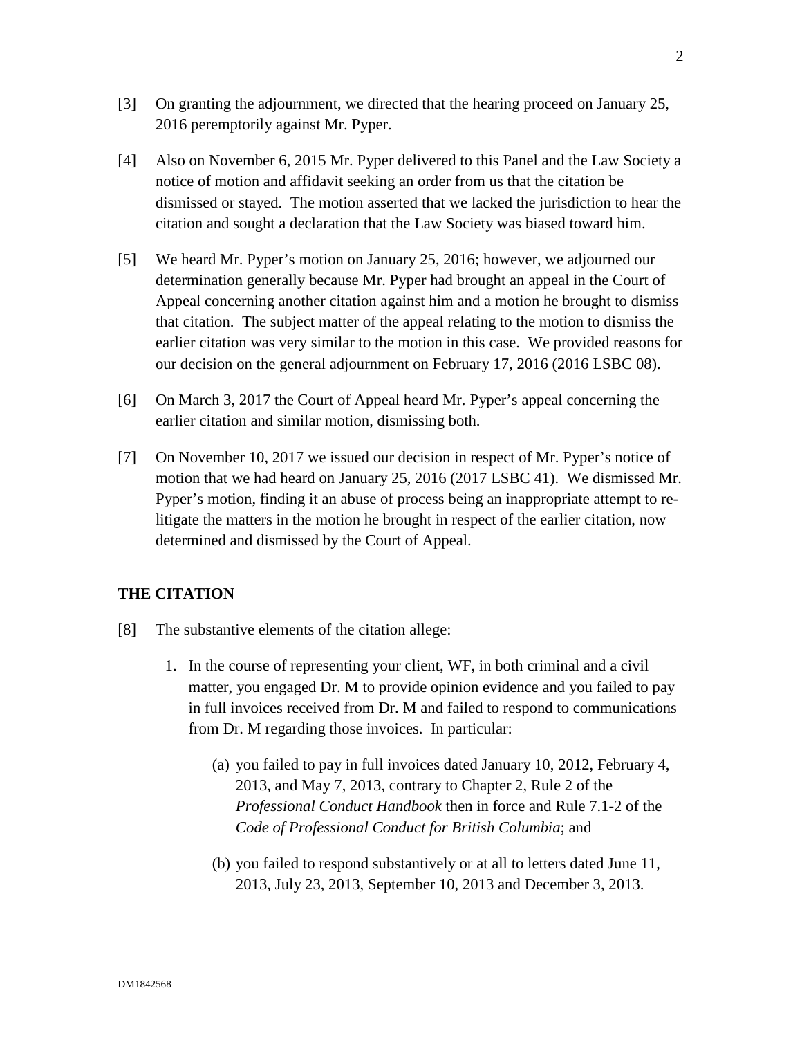[3] On granting the adjournment, we directed that the hearing proceed on January 25, 2016 peremptorily against Mr. Pyper.

[4] Also on November 6, 2015 Mr. Pyper delivered to this Panel and the Law Society a notice of motion and affidavit seeking an order from us that the citation be dismissed or stayed. The motion asserted that we lacked the jurisdiction to hear the citation and sought a declaration that the Law Society was biased toward him.

[5] We heard Mr. Pyper's motion on January 25, 2016; however, we adjourned our determination generally because Mr. Pyper had brought an appeal in the Court of Appeal concerning another citation against him and a motion he brought to dismiss that citation. The subject matter of the appeal relating to the motion to dismiss the earlier citation was very similar to the motion in this case. We provided reasons for our decision on the general adjournment on February 17, 2016 (2016 LSBC 08).

[6] On March 3, 2017 the Court of Appeal heard Mr. Pyper's appeal concerning the earlier citation and similar motion, dismissing both.

[7] On November 10, 2017 we issued our decision in respect of Mr. Pyper's notice of motion that we had heard on January 25, 2016 (2017 LSBC 41). We dismissed Mr. Pyper's motion, finding it an abuse of process being an inappropriate attempt to re-litigate the matters in the motion he brought in respect of the earlier citation, now determined and dismissed by the Court of Appeal.

## THE CITATION

[8] The substantive elements of the citation allege:

1. In the course of representing your client, WF, in both criminal and a civil matter, you engaged Dr. M to provide opinion evidence and you failed to pay in full invoices received from Dr. M and failed to respond to communications from Dr. M regarding those invoices. In particular:

    (a) you failed to pay in full invoices dated January 10, 2012, February 4, 2013, and May 7, 2013, contrary to Chapter 2, Rule 2 of the *Professional Conduct Handbook* then in force and Rule 7.1-2 of the *Code of Professional Conduct for British Columbia*; and

    (b) you failed to respond substantively or at all to letters dated June 11, 2013, July 23, 2013, September 10, 2013 and December 3, 2013.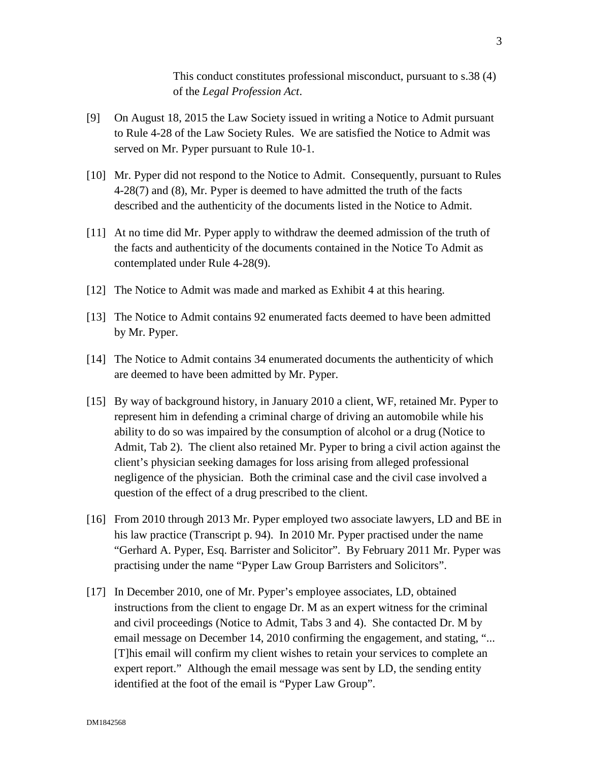This conduct constitutes professional misconduct, pursuant to s.38 (4) of the *Legal Profession Act*.

[9] On August 18, 2015 the Law Society issued in writing a Notice to Admit pursuant to Rule 4-28 of the Law Society Rules. We are satisfied the Notice to Admit was served on Mr. Pyper pursuant to Rule 10-1.

[10] Mr. Pyper did not respond to the Notice to Admit. Consequently, pursuant to Rules 4-28(7) and (8), Mr. Pyper is deemed to have admitted the truth of the facts described and the authenticity of the documents listed in the Notice to Admit.

[11] At no time did Mr. Pyper apply to withdraw the deemed admission of the truth of the facts and authenticity of the documents contained in the Notice To Admit as contemplated under Rule 4-28(9).

[12] The Notice to Admit was made and marked as Exhibit 4 at this hearing.

[13] The Notice to Admit contains 92 enumerated facts deemed to have been admitted by Mr. Pyper.

[14] The Notice to Admit contains 34 enumerated documents the authenticity of which are deemed to have been admitted by Mr. Pyper.

[15] By way of background history, in January 2010 a client, WF, retained Mr. Pyper to represent him in defending a criminal charge of driving an automobile while his ability to do so was impaired by the consumption of alcohol or a drug (Notice to Admit, Tab 2). The client also retained Mr. Pyper to bring a civil action against the client's physician seeking damages for loss arising from alleged professional negligence of the physician. Both the criminal case and the civil case involved a question of the effect of a drug prescribed to the client.

[16] From 2010 through 2013 Mr. Pyper employed two associate lawyers, LD and BE in his law practice (Transcript p. 94). In 2010 Mr. Pyper practised under the name "Gerhard A. Pyper, Esq. Barrister and Solicitor". By February 2011 Mr. Pyper was practising under the name "Pyper Law Group Barristers and Solicitors".

[17] In December 2010, one of Mr. Pyper's employee associates, LD, obtained instructions from the client to engage Dr. M as an expert witness for the criminal and civil proceedings (Notice to Admit, Tabs 3 and 4). She contacted Dr. M by email message on December 14, 2010 confirming the engagement, and stating, "... [T]his email will confirm my client wishes to retain your services to complete an expert report." Although the email message was sent by LD, the sending entity identified at the foot of the email is "Pyper Law Group".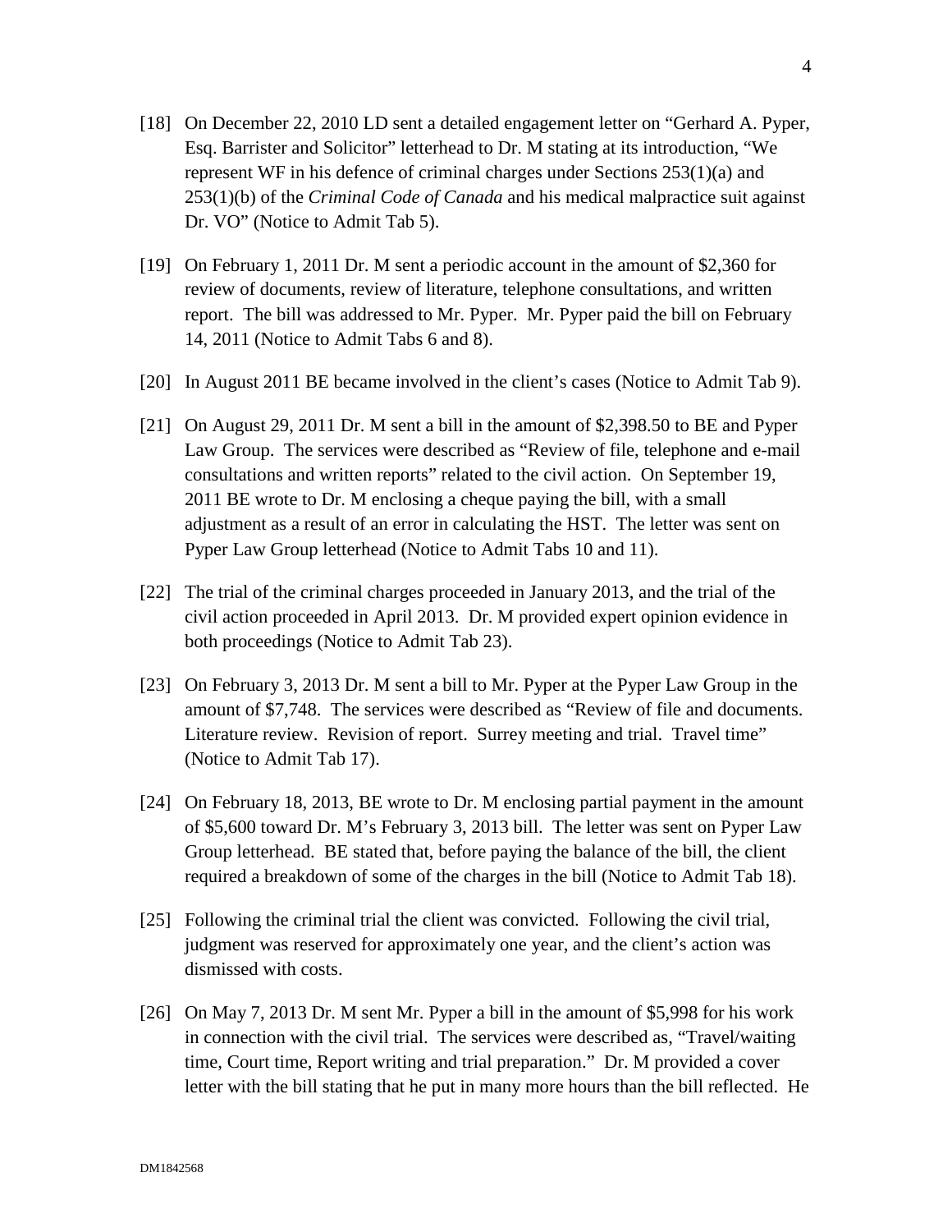[18] On December 22, 2010 LD sent a detailed engagement letter on "Gerhard A. Pyper, Esq. Barrister and Solicitor" letterhead to Dr. M stating at its introduction, "We represent WF in his defence of criminal charges under Sections 253(1)(a) and 253(1)(b) of the *Criminal Code of Canada* and his medical malpractice suit against Dr. VO" (Notice to Admit Tab 5).

[19] On February 1, 2011 Dr. M sent a periodic account in the amount of $2,360 for review of documents, review of literature, telephone consultations, and written report. The bill was addressed to Mr. Pyper. Mr. Pyper paid the bill on February 14, 2011 (Notice to Admit Tabs 6 and 8).

[20] In August 2011 BE became involved in the client's cases (Notice to Admit Tab 9).

[21] On August 29, 2011 Dr. M sent a bill in the amount of $2,398.50 to BE and Pyper Law Group. The services were described as "Review of file, telephone and e-mail consultations and written reports" related to the civil action. On September 19, 2011 BE wrote to Dr. M enclosing a cheque paying the bill, with a small adjustment as a result of an error in calculating the HST. The letter was sent on Pyper Law Group letterhead (Notice to Admit Tabs 10 and 11).

[22] The trial of the criminal charges proceeded in January 2013, and the trial of the civil action proceeded in April 2013. Dr. M provided expert opinion evidence in both proceedings (Notice to Admit Tab 23).

[23] On February 3, 2013 Dr. M sent a bill to Mr. Pyper at the Pyper Law Group in the amount of $7,748. The services were described as "Review of file and documents. Literature review. Revision of report. Surrey meeting and trial. Travel time" (Notice to Admit Tab 17).

[24] On February 18, 2013, BE wrote to Dr. M enclosing partial payment in the amount of $5,600 toward Dr. M's February 3, 2013 bill. The letter was sent on Pyper Law Group letterhead. BE stated that, before paying the balance of the bill, the client required a breakdown of some of the charges in the bill (Notice to Admit Tab 18).

[25] Following the criminal trial the client was convicted. Following the civil trial, judgment was reserved for approximately one year, and the client's action was dismissed with costs.

[26] On May 7, 2013 Dr. M sent Mr. Pyper a bill in the amount of $5,998 for his work in connection with the civil trial. The services were described as, "Travel/waiting time, Court time, Report writing and trial preparation." Dr. M provided a cover letter with the bill stating that he put in many more hours than the bill reflected. He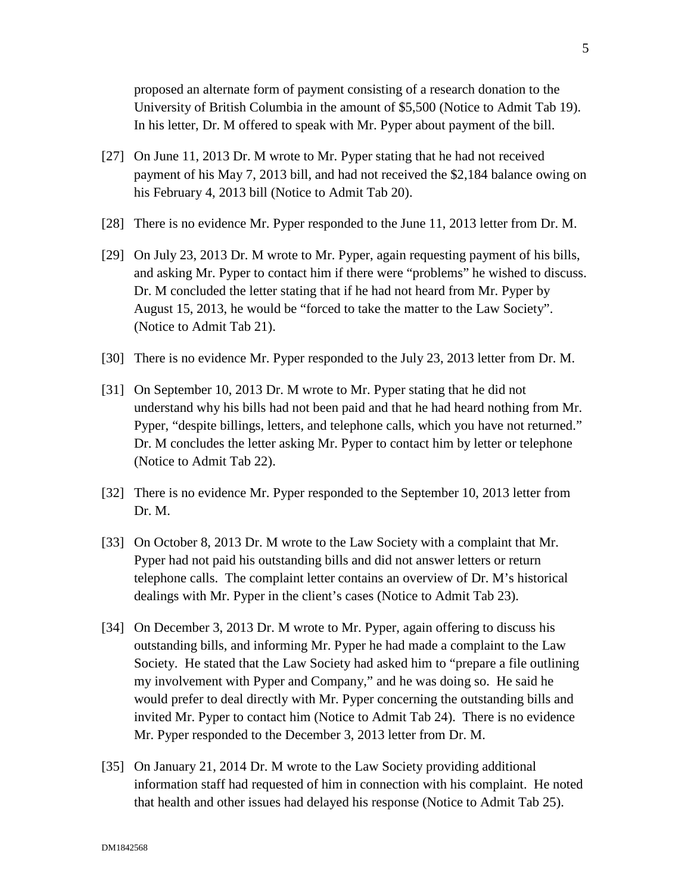proposed an alternate form of payment consisting of a research donation to the University of British Columbia in the amount of $5,500 (Notice to Admit Tab 19). In his letter, Dr. M offered to speak with Mr. Pyper about payment of the bill.

[27] On June 11, 2013 Dr. M wrote to Mr. Pyper stating that he had not received payment of his May 7, 2013 bill, and had not received the $2,184 balance owing on his February 4, 2013 bill (Notice to Admit Tab 20).

[28] There is no evidence Mr. Pyper responded to the June 11, 2013 letter from Dr. M.

[29] On July 23, 2013 Dr. M wrote to Mr. Pyper, again requesting payment of his bills, and asking Mr. Pyper to contact him if there were "problems" he wished to discuss. Dr. M concluded the letter stating that if he had not heard from Mr. Pyper by August 15, 2013, he would be "forced to take the matter to the Law Society". (Notice to Admit Tab 21).

[30] There is no evidence Mr. Pyper responded to the July 23, 2013 letter from Dr. M.

[31] On September 10, 2013 Dr. M wrote to Mr. Pyper stating that he did not understand why his bills had not been paid and that he had heard nothing from Mr. Pyper, "despite billings, letters, and telephone calls, which you have not returned." Dr. M concludes the letter asking Mr. Pyper to contact him by letter or telephone (Notice to Admit Tab 22).

[32] There is no evidence Mr. Pyper responded to the September 10, 2013 letter from Dr. M.

[33] On October 8, 2013 Dr. M wrote to the Law Society with a complaint that Mr. Pyper had not paid his outstanding bills and did not answer letters or return telephone calls. The complaint letter contains an overview of Dr. M's historical dealings with Mr. Pyper in the client's cases (Notice to Admit Tab 23).

[34] On December 3, 2013 Dr. M wrote to Mr. Pyper, again offering to discuss his outstanding bills, and informing Mr. Pyper he had made a complaint to the Law Society. He stated that the Law Society had asked him to "prepare a file outlining my involvement with Pyper and Company," and he was doing so. He said he would prefer to deal directly with Mr. Pyper concerning the outstanding bills and invited Mr. Pyper to contact him (Notice to Admit Tab 24). There is no evidence Mr. Pyper responded to the December 3, 2013 letter from Dr. M.

[35] On January 21, 2014 Dr. M wrote to the Law Society providing additional information staff had requested of him in connection with his complaint. He noted that health and other issues had delayed his response (Notice to Admit Tab 25).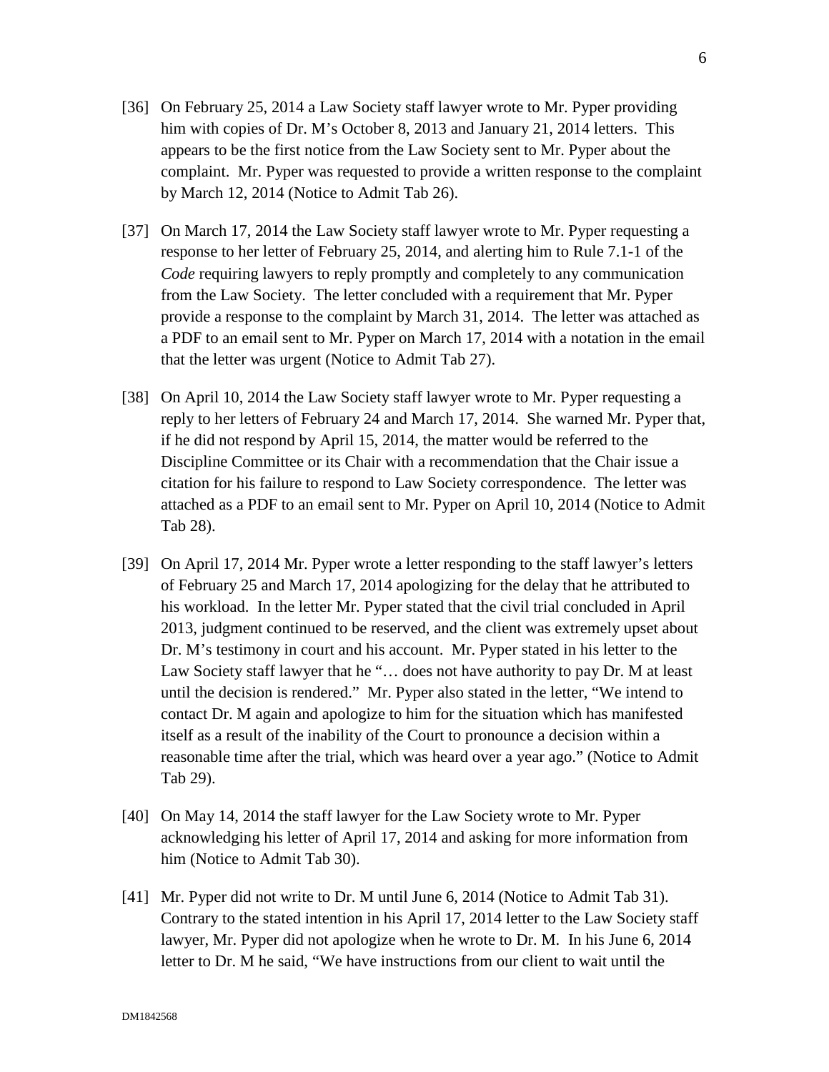[36] On February 25, 2014 a Law Society staff lawyer wrote to Mr. Pyper providing him with copies of Dr. M's October 8, 2013 and January 21, 2014 letters. This appears to be the first notice from the Law Society sent to Mr. Pyper about the complaint. Mr. Pyper was requested to provide a written response to the complaint by March 12, 2014 (Notice to Admit Tab 26).

[37] On March 17, 2014 the Law Society staff lawyer wrote to Mr. Pyper requesting a response to her letter of February 25, 2014, and alerting him to Rule 7.1-1 of the *Code* requiring lawyers to reply promptly and completely to any communication from the Law Society. The letter concluded with a requirement that Mr. Pyper provide a response to the complaint by March 31, 2014. The letter was attached as a PDF to an email sent to Mr. Pyper on March 17, 2014 with a notation in the email that the letter was urgent (Notice to Admit Tab 27).

[38] On April 10, 2014 the Law Society staff lawyer wrote to Mr. Pyper requesting a reply to her letters of February 24 and March 17, 2014. She warned Mr. Pyper that, if he did not respond by April 15, 2014, the matter would be referred to the Discipline Committee or its Chair with a recommendation that the Chair issue a citation for his failure to respond to Law Society correspondence. The letter was attached as a PDF to an email sent to Mr. Pyper on April 10, 2014 (Notice to Admit Tab 28).

[39] On April 17, 2014 Mr. Pyper wrote a letter responding to the staff lawyer's letters of February 25 and March 17, 2014 apologizing for the delay that he attributed to his workload. In the letter Mr. Pyper stated that the civil trial concluded in April 2013, judgment continued to be reserved, and the client was extremely upset about Dr. M's testimony in court and his account. Mr. Pyper stated in his letter to the Law Society staff lawyer that he "… does not have authority to pay Dr. M at least until the decision is rendered." Mr. Pyper also stated in the letter, "We intend to contact Dr. M again and apologize to him for the situation which has manifested itself as a result of the inability of the Court to pronounce a decision within a reasonable time after the trial, which was heard over a year ago." (Notice to Admit Tab 29).

[40] On May 14, 2014 the staff lawyer for the Law Society wrote to Mr. Pyper acknowledging his letter of April 17, 2014 and asking for more information from him (Notice to Admit Tab 30).

[41] Mr. Pyper did not write to Dr. M until June 6, 2014 (Notice to Admit Tab 31). Contrary to the stated intention in his April 17, 2014 letter to the Law Society staff lawyer, Mr. Pyper did not apologize when he wrote to Dr. M. In his June 6, 2014 letter to Dr. M he said, "We have instructions from our client to wait until the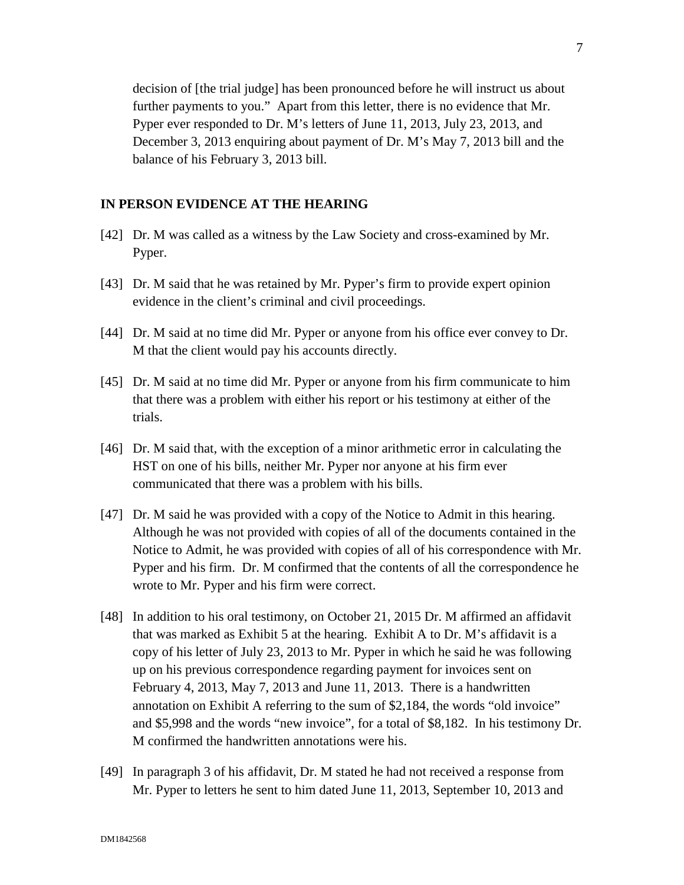decision of [the trial judge] has been pronounced before he will instruct us about further payments to you." Apart from this letter, there is no evidence that Mr. Pyper ever responded to Dr. M's letters of June 11, 2013, July 23, 2013, and December 3, 2013 enquiring about payment of Dr. M's May 7, 2013 bill and the balance of his February 3, 2013 bill.

## IN PERSON EVIDENCE AT THE HEARING

[42] Dr. M was called as a witness by the Law Society and cross-examined by Mr. Pyper.

[43] Dr. M said that he was retained by Mr. Pyper's firm to provide expert opinion evidence in the client's criminal and civil proceedings.

[44] Dr. M said at no time did Mr. Pyper or anyone from his office ever convey to Dr. M that the client would pay his accounts directly.

[45] Dr. M said at no time did Mr. Pyper or anyone from his firm communicate to him that there was a problem with either his report or his testimony at either of the trials.

[46] Dr. M said that, with the exception of a minor arithmetic error in calculating the HST on one of his bills, neither Mr. Pyper nor anyone at his firm ever communicated that there was a problem with his bills.

[47] Dr. M said he was provided with a copy of the Notice to Admit in this hearing. Although he was not provided with copies of all of the documents contained in the Notice to Admit, he was provided with copies of all of his correspondence with Mr. Pyper and his firm. Dr. M confirmed that the contents of all the correspondence he wrote to Mr. Pyper and his firm were correct.

[48] In addition to his oral testimony, on October 21, 2015 Dr. M affirmed an affidavit that was marked as Exhibit 5 at the hearing. Exhibit A to Dr. M's affidavit is a copy of his letter of July 23, 2013 to Mr. Pyper in which he said he was following up on his previous correspondence regarding payment for invoices sent on February 4, 2013, May 7, 2013 and June 11, 2013. There is a handwritten annotation on Exhibit A referring to the sum of $2,184, the words "old invoice" and $5,998 and the words "new invoice", for a total of $8,182. In his testimony Dr. M confirmed the handwritten annotations were his.

[49] In paragraph 3 of his affidavit, Dr. M stated he had not received a response from Mr. Pyper to letters he sent to him dated June 11, 2013, September 10, 2013 and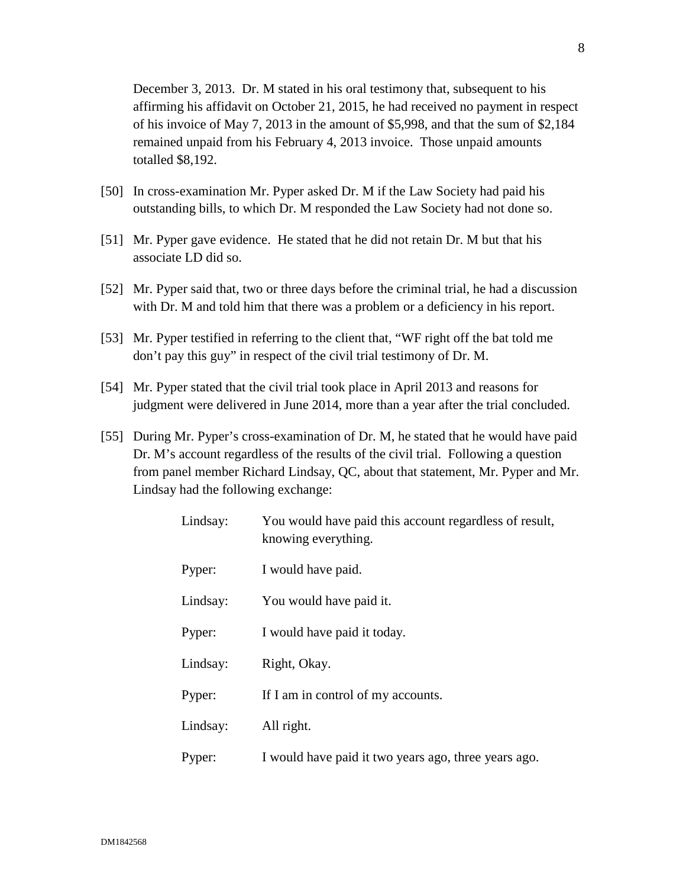December 3, 2013. Dr. M stated in his oral testimony that, subsequent to his affirming his affidavit on October 21, 2015, he had received no payment in respect of his invoice of May 7, 2013 in the amount of $5,998, and that the sum of $2,184 remained unpaid from his February 4, 2013 invoice. Those unpaid amounts totalled $8,192.

[50] In cross-examination Mr. Pyper asked Dr. M if the Law Society had paid his outstanding bills, to which Dr. M responded the Law Society had not done so.

[51] Mr. Pyper gave evidence. He stated that he did not retain Dr. M but that his associate LD did so.

[52] Mr. Pyper said that, two or three days before the criminal trial, he had a discussion with Dr. M and told him that there was a problem or a deficiency in his report.

[53] Mr. Pyper testified in referring to the client that, "WF right off the bat told me don't pay this guy" in respect of the civil trial testimony of Dr. M.

[54] Mr. Pyper stated that the civil trial took place in April 2013 and reasons for judgment were delivered in June 2014, more than a year after the trial concluded.

[55] During Mr. Pyper's cross-examination of Dr. M, he stated that he would have paid Dr. M's account regardless of the results of the civil trial. Following a question from panel member Richard Lindsay, QC, about that statement, Mr. Pyper and Mr. Lindsay had the following exchange:

> Lindsay: You would have paid this account regardless of result, knowing everything.
>
> Pyper: I would have paid.
>
> Lindsay: You would have paid it.
>
> Pyper: I would have paid it today.
>
> Lindsay: Right, Okay.
>
> Pyper: If I am in control of my accounts.
>
> Lindsay: All right.
>
> Pyper: I would have paid it two years ago, three years ago.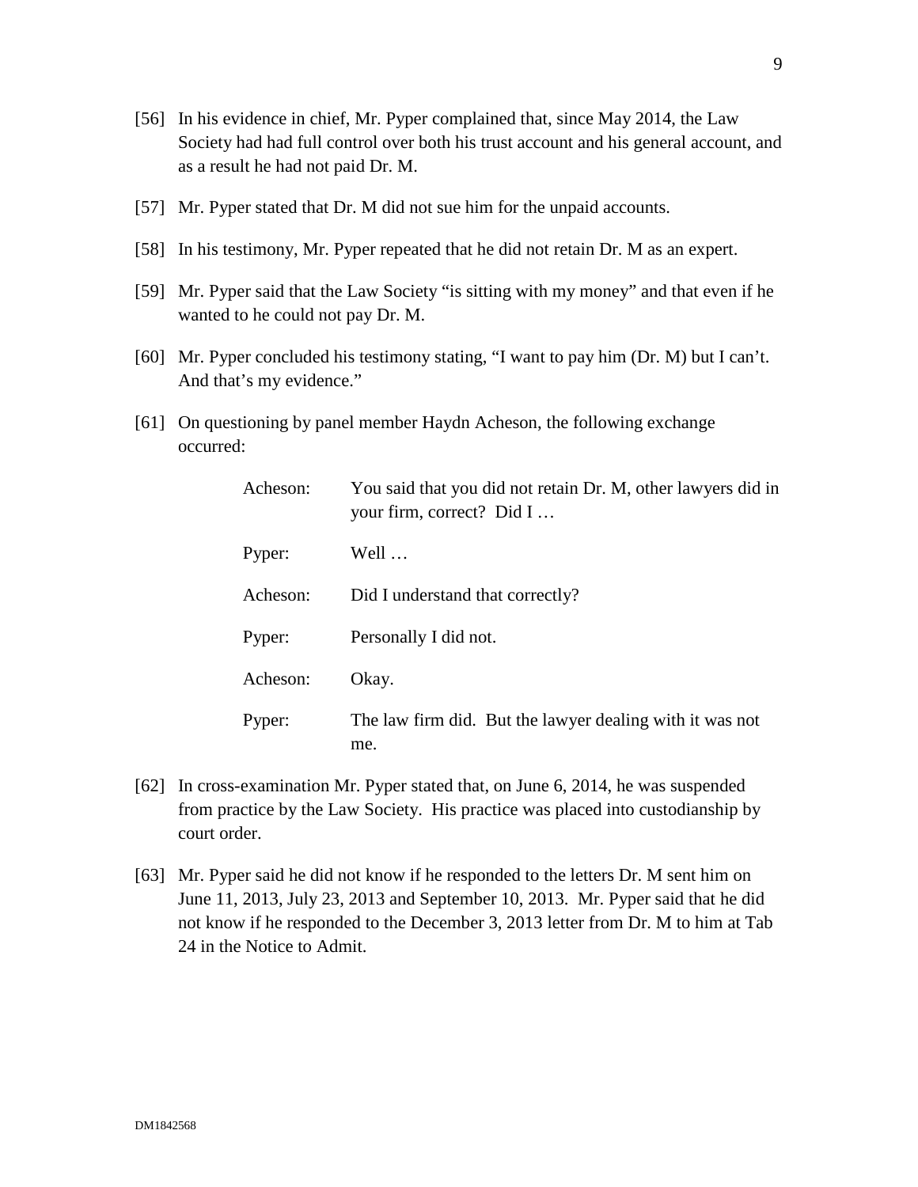[56] In his evidence in chief, Mr. Pyper complained that, since May 2014, the Law Society had had full control over both his trust account and his general account, and as a result he had not paid Dr. M.

[57] Mr. Pyper stated that Dr. M did not sue him for the unpaid accounts.

[58] In his testimony, Mr. Pyper repeated that he did not retain Dr. M as an expert.

[59] Mr. Pyper said that the Law Society "is sitting with my money" and that even if he wanted to he could not pay Dr. M.

[60] Mr. Pyper concluded his testimony stating, "I want to pay him (Dr. M) but I can't. And that's my evidence."

[61] On questioning by panel member Haydn Acheson, the following exchange occurred:

| | |
|---|---|
| Acheson: | You said that you did not retain Dr. M, other lawyers did in your firm, correct? Did I … |
| Pyper: | Well … |
| Acheson: | Did I understand that correctly? |
| Pyper: | Personally I did not. |
| Acheson: | Okay. |
| Pyper: | The law firm did. But the lawyer dealing with it was not me. |

[62] In cross-examination Mr. Pyper stated that, on June 6, 2014, he was suspended from practice by the Law Society. His practice was placed into custodianship by court order.

[63] Mr. Pyper said he did not know if he responded to the letters Dr. M sent him on June 11, 2013, July 23, 2013 and September 10, 2013. Mr. Pyper said that he did not know if he responded to the December 3, 2013 letter from Dr. M to him at Tab 24 in the Notice to Admit.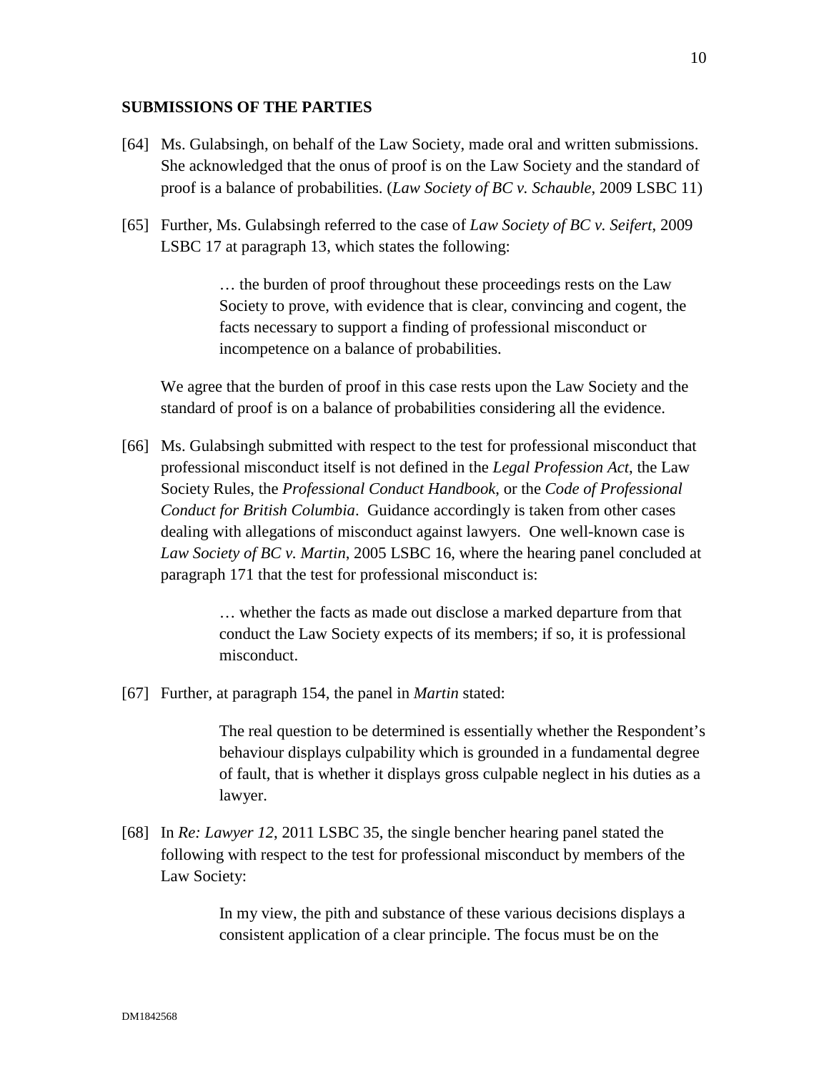## SUBMISSIONS OF THE PARTIES

[64] Ms. Gulabsingh, on behalf of the Law Society, made oral and written submissions. She acknowledged that the onus of proof is on the Law Society and the standard of proof is a balance of probabilities. (*Law Society of BC v. Schauble*, 2009 LSBC 11)

[65] Further, Ms. Gulabsingh referred to the case of *Law Society of BC v. Seifert*, 2009 LSBC 17 at paragraph 13, which states the following:

> … the burden of proof throughout these proceedings rests on the Law Society to prove, with evidence that is clear, convincing and cogent, the facts necessary to support a finding of professional misconduct or incompetence on a balance of probabilities.

We agree that the burden of proof in this case rests upon the Law Society and the standard of proof is on a balance of probabilities considering all the evidence.

[66] Ms. Gulabsingh submitted with respect to the test for professional misconduct that professional misconduct itself is not defined in the *Legal Profession Act*, the Law Society Rules, the *Professional Conduct Handbook*, or the *Code of Professional Conduct for British Columbia*. Guidance accordingly is taken from other cases dealing with allegations of misconduct against lawyers. One well-known case is *Law Society of BC v. Martin*, 2005 LSBC 16, where the hearing panel concluded at paragraph 171 that the test for professional misconduct is:

> … whether the facts as made out disclose a marked departure from that conduct the Law Society expects of its members; if so, it is professional misconduct.

[67] Further, at paragraph 154, the panel in *Martin* stated:

> The real question to be determined is essentially whether the Respondent's behaviour displays culpability which is grounded in a fundamental degree of fault, that is whether it displays gross culpable neglect in his duties as a lawyer.

[68] In *Re: Lawyer 12*, 2011 LSBC 35, the single bencher hearing panel stated the following with respect to the test for professional misconduct by members of the Law Society:

> In my view, the pith and substance of these various decisions displays a consistent application of a clear principle. The focus must be on the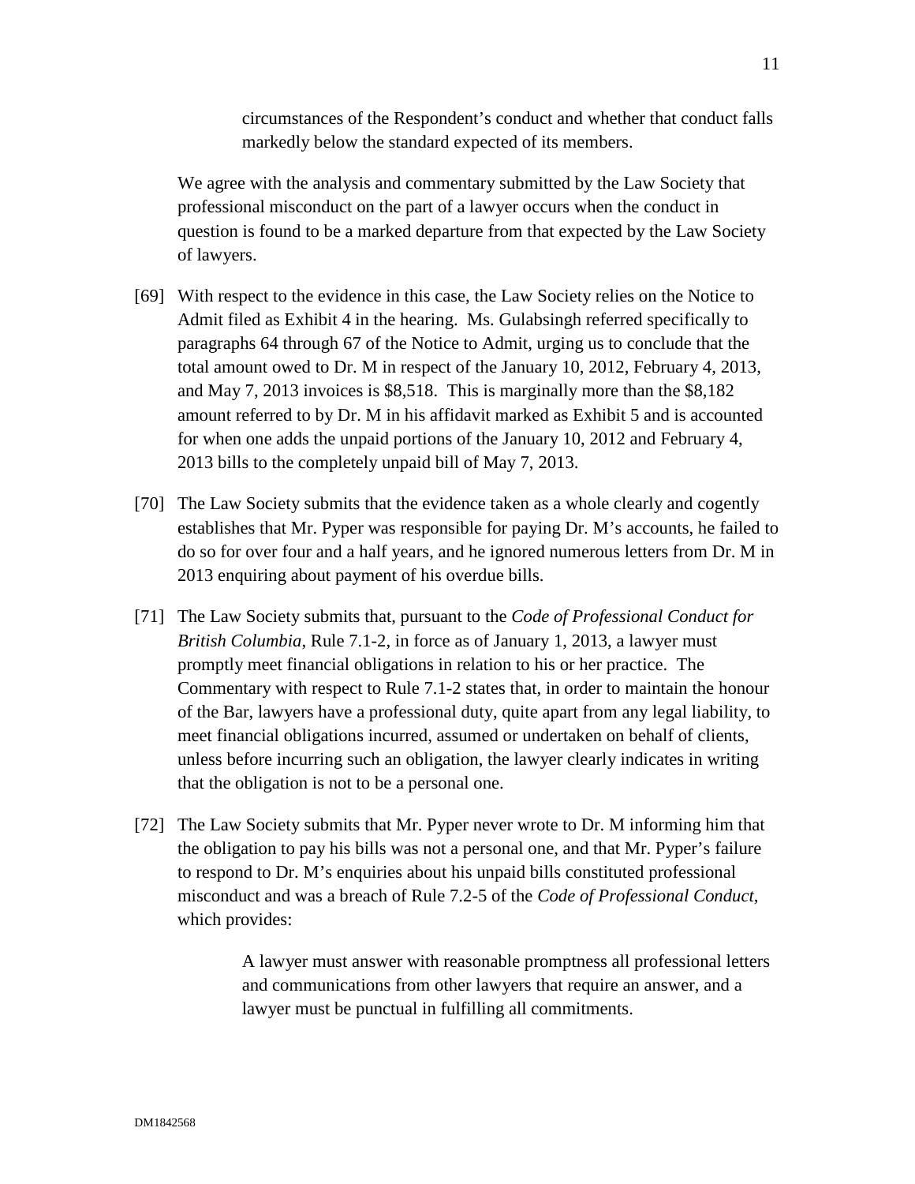> circumstances of the Respondent's conduct and whether that conduct falls markedly below the standard expected of its members.

We agree with the analysis and commentary submitted by the Law Society that professional misconduct on the part of a lawyer occurs when the conduct in question is found to be a marked departure from that expected by the Law Society of lawyers.

[69] With respect to the evidence in this case, the Law Society relies on the Notice to Admit filed as Exhibit 4 in the hearing. Ms. Gulabsingh referred specifically to paragraphs 64 through 67 of the Notice to Admit, urging us to conclude that the total amount owed to Dr. M in respect of the January 10, 2012, February 4, 2013, and May 7, 2013 invoices is $8,518. This is marginally more than the $8,182 amount referred to by Dr. M in his affidavit marked as Exhibit 5 and is accounted for when one adds the unpaid portions of the January 10, 2012 and February 4, 2013 bills to the completely unpaid bill of May 7, 2013.

[70] The Law Society submits that the evidence taken as a whole clearly and cogently establishes that Mr. Pyper was responsible for paying Dr. M's accounts, he failed to do so for over four and a half years, and he ignored numerous letters from Dr. M in 2013 enquiring about payment of his overdue bills.

[71] The Law Society submits that, pursuant to the *Code of Professional Conduct for British Columbia*, Rule 7.1-2, in force as of January 1, 2013, a lawyer must promptly meet financial obligations in relation to his or her practice. The Commentary with respect to Rule 7.1-2 states that, in order to maintain the honour of the Bar, lawyers have a professional duty, quite apart from any legal liability, to meet financial obligations incurred, assumed or undertaken on behalf of clients, unless before incurring such an obligation, the lawyer clearly indicates in writing that the obligation is not to be a personal one.

[72] The Law Society submits that Mr. Pyper never wrote to Dr. M informing him that the obligation to pay his bills was not a personal one, and that Mr. Pyper's failure to respond to Dr. M's enquiries about his unpaid bills constituted professional misconduct and was a breach of Rule 7.2-5 of the *Code of Professional Conduct*, which provides:

> A lawyer must answer with reasonable promptness all professional letters and communications from other lawyers that require an answer, and a lawyer must be punctual in fulfilling all commitments.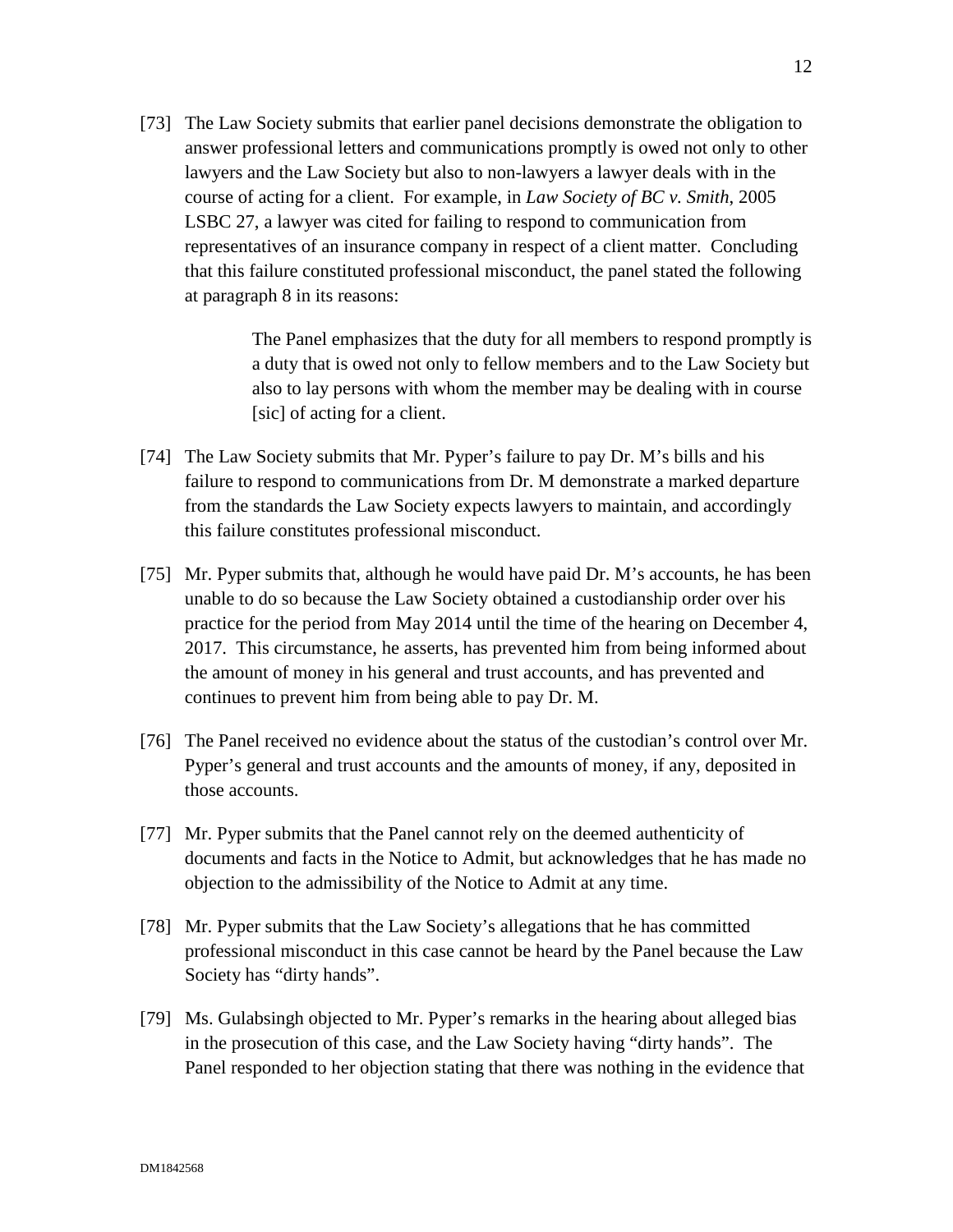[73] The Law Society submits that earlier panel decisions demonstrate the obligation to answer professional letters and communications promptly is owed not only to other lawyers and the Law Society but also to non-lawyers a lawyer deals with in the course of acting for a client. For example, in *Law Society of BC v. Smith*, 2005 LSBC 27, a lawyer was cited for failing to respond to communication from representatives of an insurance company in respect of a client matter. Concluding that this failure constituted professional misconduct, the panel stated the following at paragraph 8 in its reasons:

> The Panel emphasizes that the duty for all members to respond promptly is a duty that is owed not only to fellow members and to the Law Society but also to lay persons with whom the member may be dealing with in course [sic] of acting for a client.

[74] The Law Society submits that Mr. Pyper's failure to pay Dr. M's bills and his failure to respond to communications from Dr. M demonstrate a marked departure from the standards the Law Society expects lawyers to maintain, and accordingly this failure constitutes professional misconduct.

[75] Mr. Pyper submits that, although he would have paid Dr. M's accounts, he has been unable to do so because the Law Society obtained a custodianship order over his practice for the period from May 2014 until the time of the hearing on December 4, 2017. This circumstance, he asserts, has prevented him from being informed about the amount of money in his general and trust accounts, and has prevented and continues to prevent him from being able to pay Dr. M.

[76] The Panel received no evidence about the status of the custodian's control over Mr. Pyper's general and trust accounts and the amounts of money, if any, deposited in those accounts.

[77] Mr. Pyper submits that the Panel cannot rely on the deemed authenticity of documents and facts in the Notice to Admit, but acknowledges that he has made no objection to the admissibility of the Notice to Admit at any time.

[78] Mr. Pyper submits that the Law Society's allegations that he has committed professional misconduct in this case cannot be heard by the Panel because the Law Society has "dirty hands".

[79] Ms. Gulabsingh objected to Mr. Pyper's remarks in the hearing about alleged bias in the prosecution of this case, and the Law Society having "dirty hands". The Panel responded to her objection stating that there was nothing in the evidence that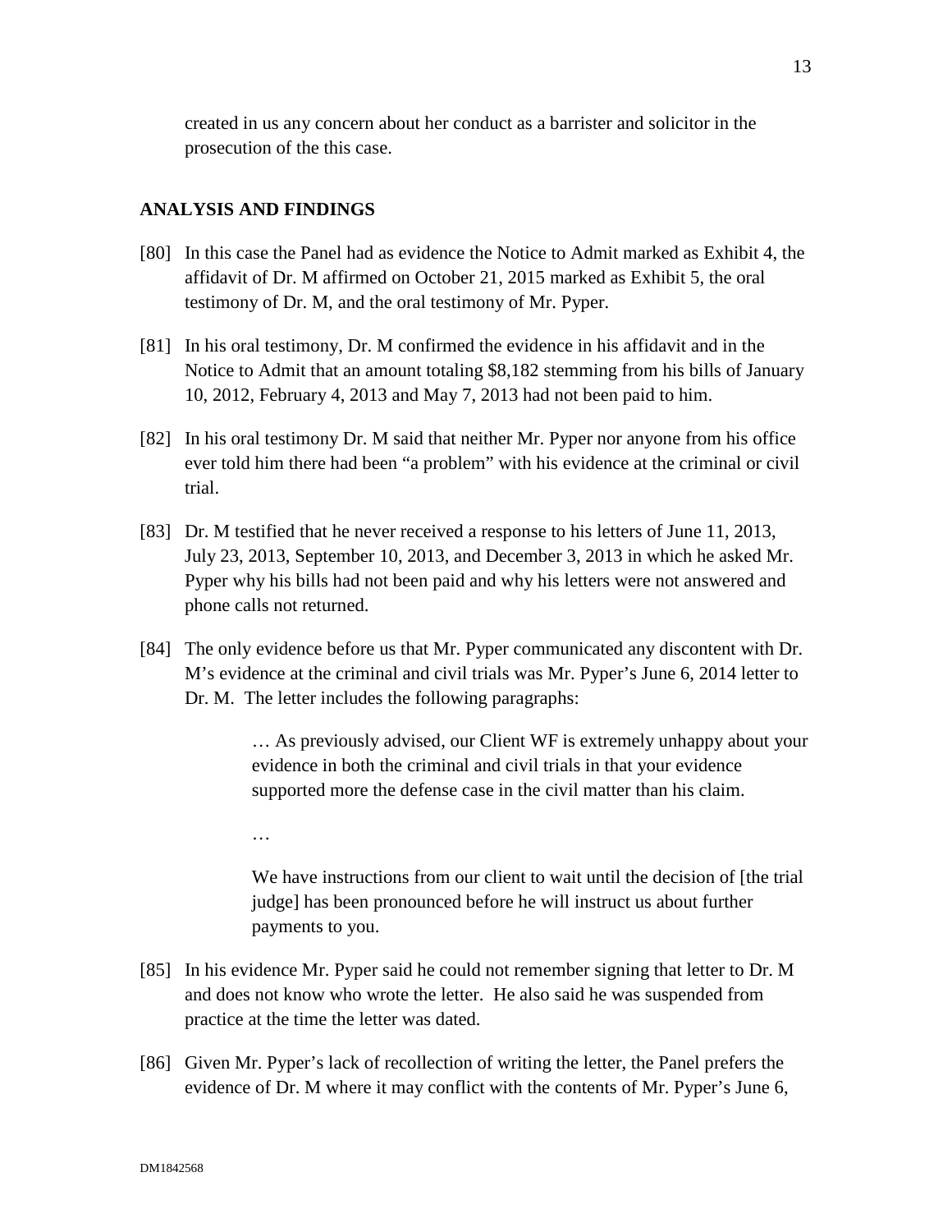created in us any concern about her conduct as a barrister and solicitor in the prosecution of the this case.

## ANALYSIS AND FINDINGS

[80] In this case the Panel had as evidence the Notice to Admit marked as Exhibit 4, the affidavit of Dr. M affirmed on October 21, 2015 marked as Exhibit 5, the oral testimony of Dr. M, and the oral testimony of Mr. Pyper.

[81] In his oral testimony, Dr. M confirmed the evidence in his affidavit and in the Notice to Admit that an amount totaling $8,182 stemming from his bills of January 10, 2012, February 4, 2013 and May 7, 2013 had not been paid to him.

[82] In his oral testimony Dr. M said that neither Mr. Pyper nor anyone from his office ever told him there had been "a problem" with his evidence at the criminal or civil trial.

[83] Dr. M testified that he never received a response to his letters of June 11, 2013, July 23, 2013, September 10, 2013, and December 3, 2013 in which he asked Mr. Pyper why his bills had not been paid and why his letters were not answered and phone calls not returned.

[84] The only evidence before us that Mr. Pyper communicated any discontent with Dr. M's evidence at the criminal and civil trials was Mr. Pyper's June 6, 2014 letter to Dr. M. The letter includes the following paragraphs:

> … As previously advised, our Client WF is extremely unhappy about your evidence in both the criminal and civil trials in that your evidence supported more the defense case in the civil matter than his claim.
>
> …
>
> We have instructions from our client to wait until the decision of [the trial judge] has been pronounced before he will instruct us about further payments to you.

[85] In his evidence Mr. Pyper said he could not remember signing that letter to Dr. M and does not know who wrote the letter. He also said he was suspended from practice at the time the letter was dated.

[86] Given Mr. Pyper's lack of recollection of writing the letter, the Panel prefers the evidence of Dr. M where it may conflict with the contents of Mr. Pyper's June 6,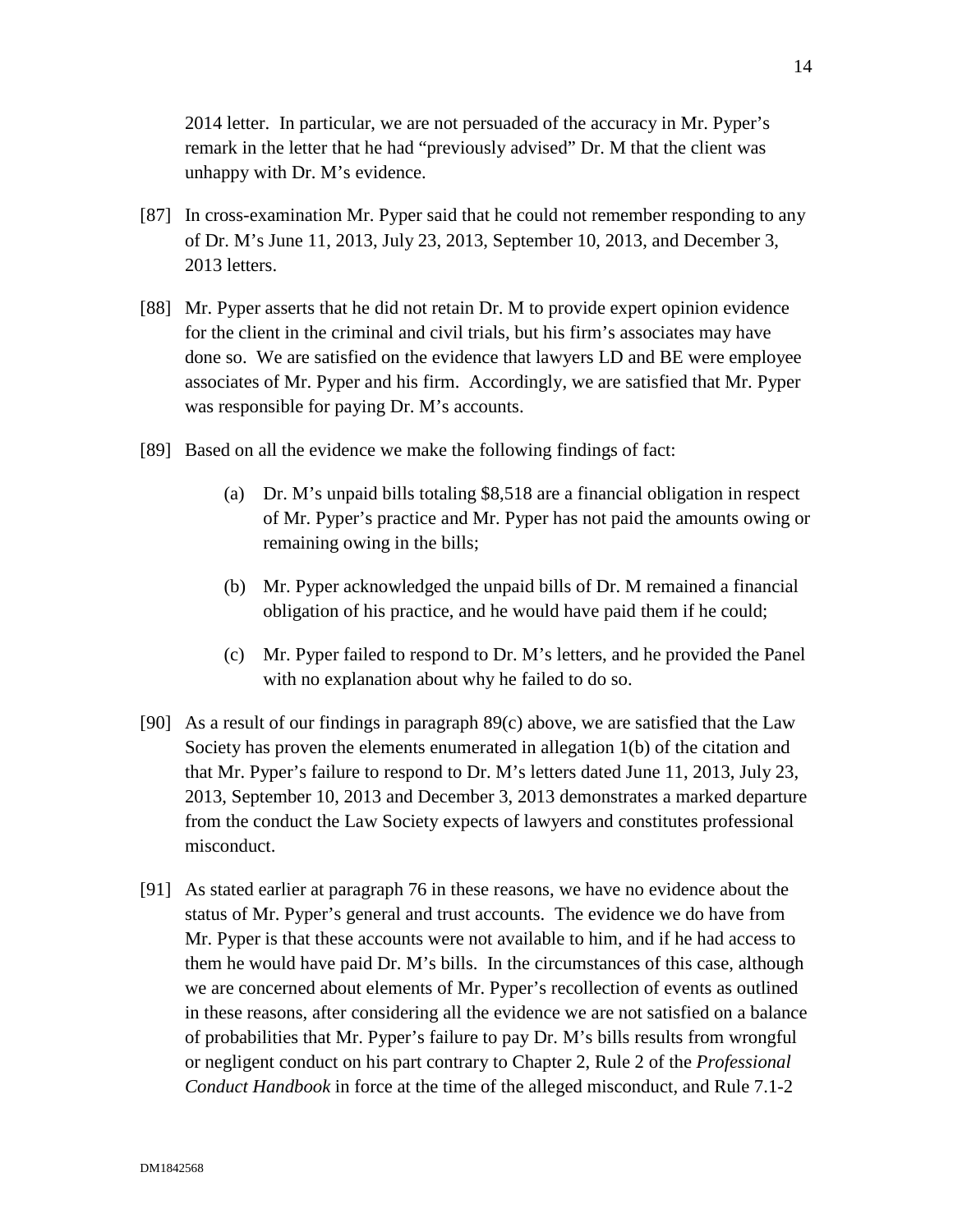2014 letter. In particular, we are not persuaded of the accuracy in Mr. Pyper's remark in the letter that he had "previously advised" Dr. M that the client was unhappy with Dr. M's evidence.

[87] In cross-examination Mr. Pyper said that he could not remember responding to any of Dr. M's June 11, 2013, July 23, 2013, September 10, 2013, and December 3, 2013 letters.

[88] Mr. Pyper asserts that he did not retain Dr. M to provide expert opinion evidence for the client in the criminal and civil trials, but his firm's associates may have done so. We are satisfied on the evidence that lawyers LD and BE were employee associates of Mr. Pyper and his firm. Accordingly, we are satisfied that Mr. Pyper was responsible for paying Dr. M's accounts.

[89] Based on all the evidence we make the following findings of fact:

(a) Dr. M's unpaid bills totaling $8,518 are a financial obligation in respect of Mr. Pyper's practice and Mr. Pyper has not paid the amounts owing or remaining owing in the bills;

(b) Mr. Pyper acknowledged the unpaid bills of Dr. M remained a financial obligation of his practice, and he would have paid them if he could;

(c) Mr. Pyper failed to respond to Dr. M's letters, and he provided the Panel with no explanation about why he failed to do so.

[90] As a result of our findings in paragraph 89(c) above, we are satisfied that the Law Society has proven the elements enumerated in allegation 1(b) of the citation and that Mr. Pyper's failure to respond to Dr. M's letters dated June 11, 2013, July 23, 2013, September 10, 2013 and December 3, 2013 demonstrates a marked departure from the conduct the Law Society expects of lawyers and constitutes professional misconduct.

[91] As stated earlier at paragraph 76 in these reasons, we have no evidence about the status of Mr. Pyper's general and trust accounts. The evidence we do have from Mr. Pyper is that these accounts were not available to him, and if he had access to them he would have paid Dr. M's bills. In the circumstances of this case, although we are concerned about elements of Mr. Pyper's recollection of events as outlined in these reasons, after considering all the evidence we are not satisfied on a balance of probabilities that Mr. Pyper's failure to pay Dr. M's bills results from wrongful or negligent conduct on his part contrary to Chapter 2, Rule 2 of the *Professional Conduct Handbook* in force at the time of the alleged misconduct, and Rule 7.1-2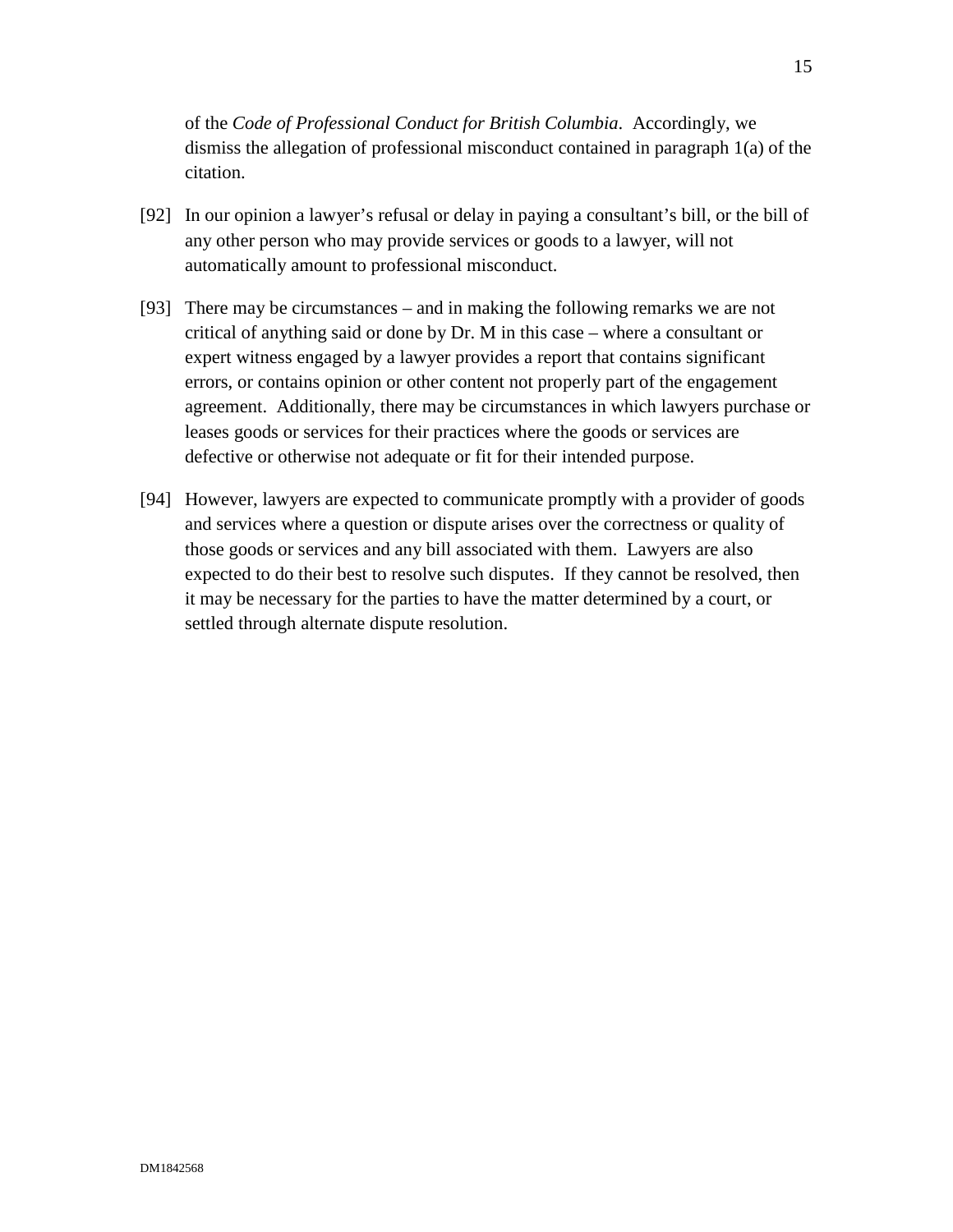of the *Code of Professional Conduct for British Columbia*. Accordingly, we dismiss the allegation of professional misconduct contained in paragraph 1(a) of the citation.

[92] In our opinion a lawyer's refusal or delay in paying a consultant's bill, or the bill of any other person who may provide services or goods to a lawyer, will not automatically amount to professional misconduct.

[93] There may be circumstances – and in making the following remarks we are not critical of anything said or done by Dr. M in this case – where a consultant or expert witness engaged by a lawyer provides a report that contains significant errors, or contains opinion or other content not properly part of the engagement agreement. Additionally, there may be circumstances in which lawyers purchase or leases goods or services for their practices where the goods or services are defective or otherwise not adequate or fit for their intended purpose.

[94] However, lawyers are expected to communicate promptly with a provider of goods and services where a question or dispute arises over the correctness or quality of those goods or services and any bill associated with them. Lawyers are also expected to do their best to resolve such disputes. If they cannot be resolved, then it may be necessary for the parties to have the matter determined by a court, or settled through alternate dispute resolution.

DM1842568